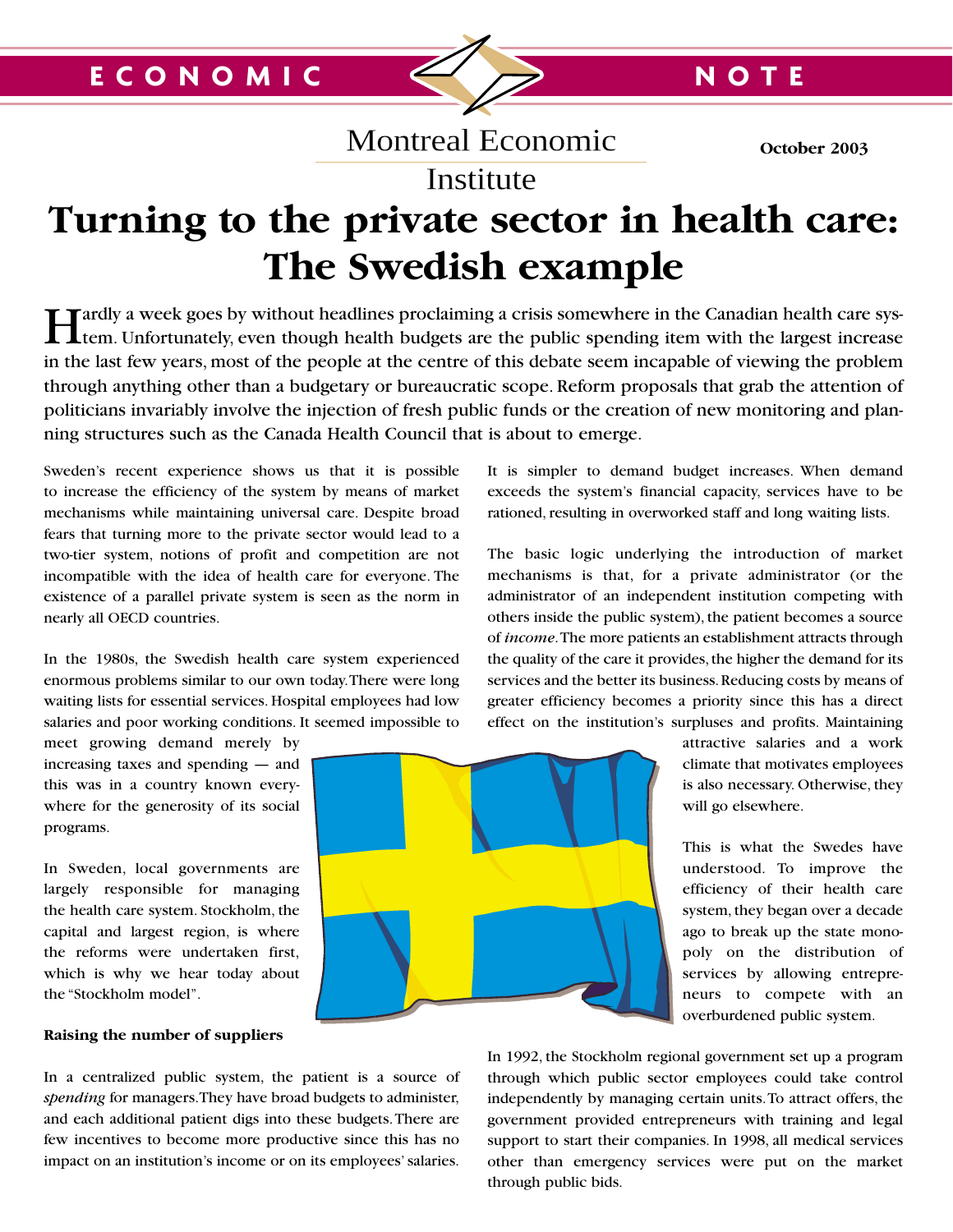ECONOMIC NOTE

Montreal Economic Institute

October 2003

# Turning to the private sector in health care: The Swedish example

Hardly a week goes by without headlines proclaiming a crisis somewhere in the Canadian health care system. Unfortunately, even though health budgets are the public spending item with the largest increase in the last few years, most of the people at the centre of this debate seem incapable of viewing the problem through anything other than a budgetary or bureaucratic scope. Reform proposals that grab the attention of politicians invariably involve the injection of fresh public funds or the creation of new monitoring and planning structures such as the Canada Health Council that is about to emerge.

Sweden's recent experience shows us that it is possible to increase the efficiency of the system by means of market mechanisms while maintaining universal care. Despite broad fears that turning more to the private sector would lead to a two-tier system, notions of profit and competition are not incompatible with the idea of health care for everyone. The existence of a parallel private system is seen as the norm in nearly all OECD countries.

In the 1980s, the Swedish health care system experienced enormous problems similar to our own today. There were long waiting lists for essential services. Hospital employees had low salaries and poor working conditions. It seemed impossible to meet growing demand merely by increasing taxes and spending — and this was in a country known everywhere for the generosity of its social programs.

In Sweden, local governments are largely responsible for managing the health care system. Stockholm, the capital and largest region, is where the reforms were undertaken first, which is why we hear today about the "Stockholm model".

### Raising the number of suppliers

In a centralized public system, the patient is a source of *spending* for managers. They have broad budgets to administer, and each additional patient digs into these budgets. There are few incentives to become more productive since this has no impact on an institution's income or on its employees' salaries. It is simpler to demand budget increases. When demand exceeds the system's financial capacity, services have to be rationed, resulting in overworked staff and long waiting lists.

The basic logic underlying the introduction of market mechanisms is that, for a private administrator (or the administrator of an independent institution competing with others inside the public system), the patient becomes a source of *income*. The more patients an establishment attracts through the quality of the care it provides, the higher the demand for its services and the better its business. Reducing costs by means of greater efficiency becomes a priority since this has a direct effect on the institution's surpluses and profits. Maintaining attractive salaries and a work climate that motivates employees is also necessary. Otherwise, they will go elsewhere.

This is what the Swedes have understood. To improve the efficiency of their health care system, they began over a decade ago to break up the state monopoly on the distribution of services by allowing entrepreneurs to compete with an overburdened public system.

In 1992, the Stockholm regional government set up a program through which public sector employees could take control independently by managing certain units. To attract offers, the government provided entrepreneurs with training and legal support to start their companies. In 1998, all medical services other than emergency services were put on the market through public bids.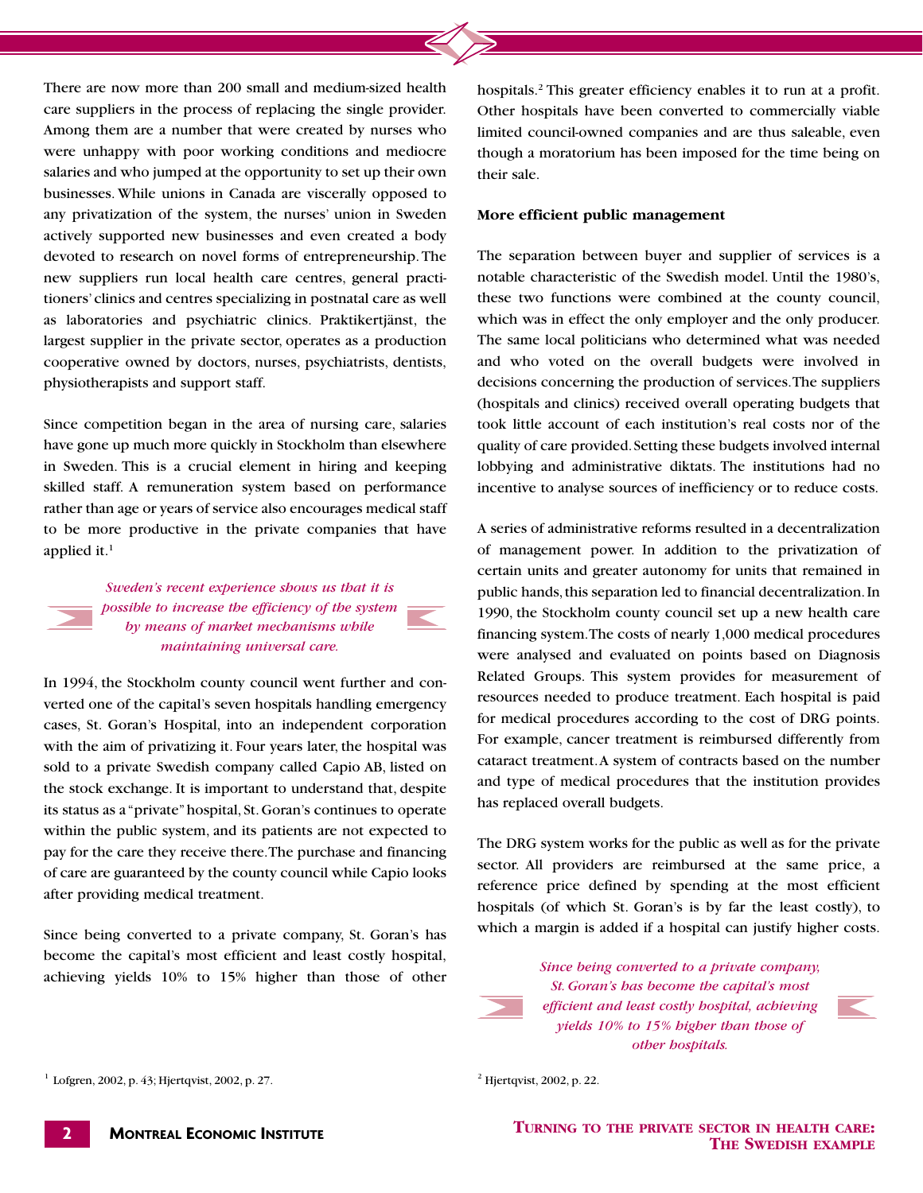There are now more than 200 small and medium-sized health care suppliers in the process of replacing the single provider. Among them are a number that were created by nurses who were unhappy with poor working conditions and mediocre salaries and who jumped at the opportunity to set up their own businesses. While unions in Canada are viscerally opposed to any privatization of the system, the nurses' union in Sweden actively supported new businesses and even created a body devoted to research on novel forms of entrepreneurship. The new suppliers run local health care centres, general practitioners' clinics and centres specializing in postnatal care as well as laboratories and psychiatric clinics. Praktikertjänst, the largest supplier in the private sector, operates as a production cooperative owned by doctors, nurses, psychiatrists, dentists, physiotherapists and support staff.

Since competition began in the area of nursing care, salaries have gone up much more quickly in Stockholm than elsewhere in Sweden. This is a crucial element in hiring and keeping skilled staff. A remuneration system based on performance rather than age or years of service also encourages medical staff to be more productive in the private companies that have applied it.[1]

*Sweden's recent experience shows us that it is possible to increase the efficiency of the system by means of market mechanisms while maintaining universal care.*

In 1994, the Stockholm county council went further and converted one of the capital's seven hospitals handling emergency cases, St. Goran's Hospital, into an independent corporation with the aim of privatizing it. Four years later, the hospital was sold to a private Swedish company called Capio AB, listed on the stock exchange. It is important to understand that, despite its status as a "private" hospital, St. Goran's continues to operate within the public system, and its patients are not expected to pay for the care they receive there. The purchase and financing of care are guaranteed by the county council while Capio looks after providing medical treatment.

Since being converted to a private company, St. Goran's has become the capital's most efficient and least costly hospital, achieving yields 10% to 15% higher than those of other hospitals.[2] This greater efficiency enables it to run at a profit. Other hospitals have been converted to commercially viable limited council-owned companies and are thus saleable, even though a moratorium has been imposed for the time being on their sale.

**More efficient public management**

The separation between buyer and supplier of services is a notable characteristic of the Swedish model. Until the 1980's, these two functions were combined at the county council, which was in effect the only employer and the only producer. The same local politicians who determined what was needed and who voted on the overall budgets were involved in decisions concerning the production of services. The suppliers (hospitals and clinics) received overall operating budgets that took little account of each institution's real costs nor of the quality of care provided. Setting these budgets involved internal lobbying and administrative diktats. The institutions had no incentive to analyse sources of inefficiency or to reduce costs.

A series of administrative reforms resulted in a decentralization of management power. In addition to the privatization of certain units and greater autonomy for units that remained in public hands, this separation led to financial decentralization. In 1990, the Stockholm county council set up a new health care financing system. The costs of nearly 1,000 medical procedures were analysed and evaluated on points based on Diagnosis Related Groups. This system provides for measurement of resources needed to produce treatment. Each hospital is paid for medical procedures according to the cost of DRG points. For example, cancer treatment is reimbursed differently from cataract treatment. A system of contracts based on the number and type of medical procedures that the institution provides has replaced overall budgets.

The DRG system works for the public as well as for the private sector. All providers are reimbursed at the same price, a reference price defined by spending at the most efficient hospitals (of which St. Goran's is by far the least costly), to which a margin is added if a hospital can justify higher costs.

*Since being converted to a private company, St. Goran's has become the capital's most efficient and least costly hospital, achieving yields 10% to 15% higher than those of other hospitals.*

[1] Lofgren, 2002, p. 43; Hjertqvist, 2002, p. 27.

[2] Hjertqvist, 2002, p. 22.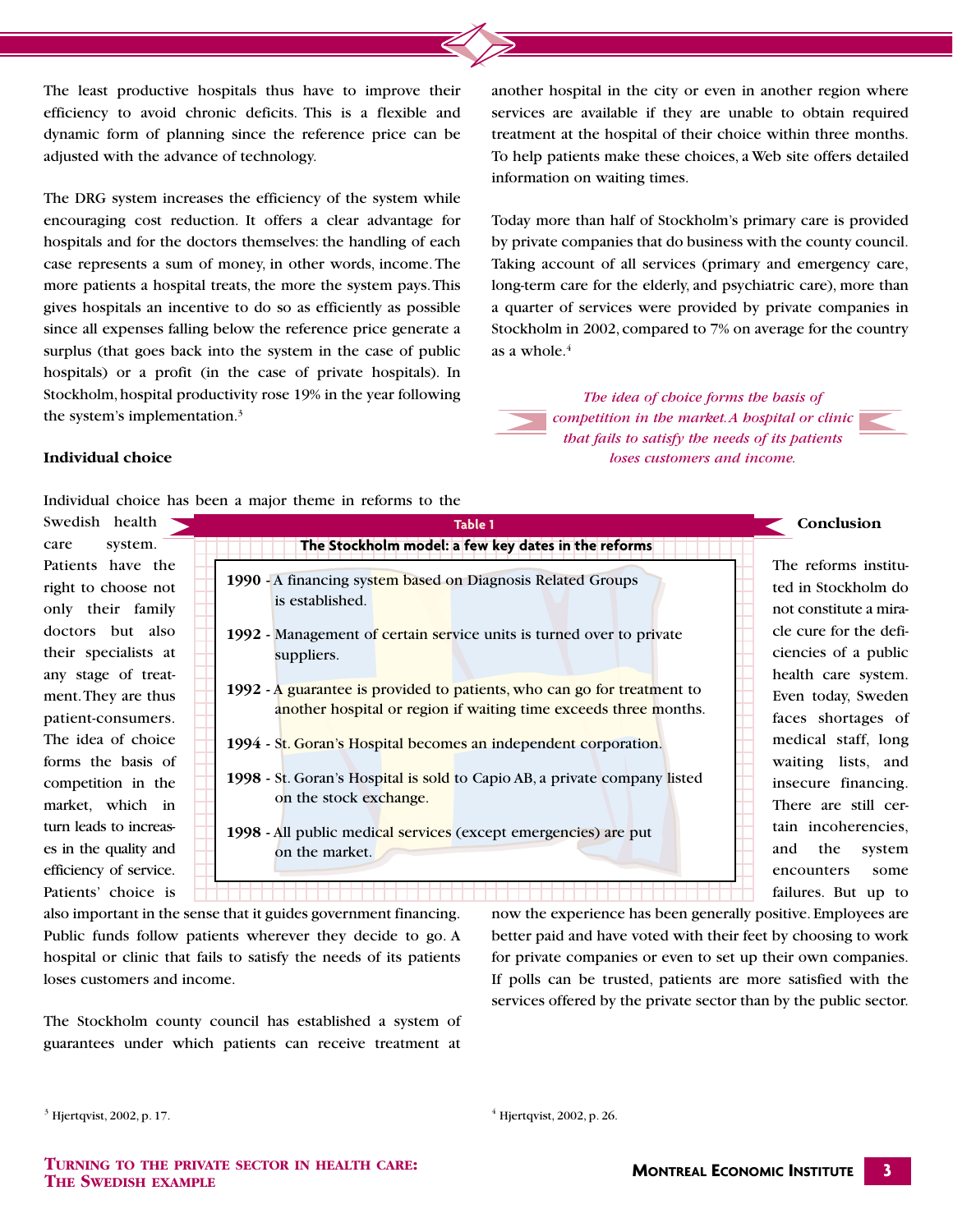The least productive hospitals thus have to improve their efficiency to avoid chronic deficits. This is a flexible and dynamic form of planning since the reference price can be adjusted with the advance of technology.

The DRG system increases the efficiency of the system while encouraging cost reduction. It offers a clear advantage for hospitals and for the doctors themselves: the handling of each case represents a sum of money, in other words, income. The more patients a hospital treats, the more the system pays. This gives hospitals an incentive to do so as efficiently as possible since all expenses falling below the reference price generate a surplus (that goes back into the system in the case of public hospitals) or a profit (in the case of private hospitals). In Stockholm, hospital productivity rose 19% in the year following the system's implementation.[3]

### Individual choice

Individual choice has been a major theme in reforms to the Swedish health care system. Patients have the right to choose not only their family doctors but also their specialists at any stage of treatment. They are thus patient-consumers. The idea of choice forms the basis of competition in the market, which in turn leads to increases in the quality and efficiency of service. Patients' choice is also important in the sense that it guides government financing. Public funds follow patients wherever they decide to go. A hospital or clinic that fails to satisfy the needs of its patients loses customers and income.

The Stockholm county council has established a system of guarantees under which patients can receive treatment at another hospital in the city or even in another region where services are available if they are unable to obtain required treatment at the hospital of their choice within three months. To help patients make these choices, a Web site offers detailed information on waiting times.

Today more than half of Stockholm's primary care is provided by private companies that do business with the county council. Taking account of all services (primary and emergency care, long-term care for the elderly, and psychiatric care), more than a quarter of services were provided by private companies in Stockholm in 2002, compared to 7% on average for the country as a whole.[4]

*The idea of choice forms the basis of competition in the market. A hospital or clinic that fails to satisfy the needs of its patients loses customers and income.*

**Table 1**
**The Stockholm model: a few key dates in the reforms**

| Year | Event |
|---|---|
| **1990** | A financing system based on Diagnosis Related Groups is established. |
| **1992** | Management of certain service units is turned over to private suppliers. |
| **1992** | A guarantee is provided to patients, who can go for treatment to another hospital or region if waiting time exceeds three months. |
| **1994** | St. Goran's Hospital becomes an independent corporation. |
| **1998** | St. Goran's Hospital is sold to Capio AB, a private company listed on the stock exchange. |
| **1998** | All public medical services (except emergencies) are put on the market. |

### Conclusion

The reforms instituted in Stockholm do not constitute a miracle cure for the deficiencies of a public health care system. Even today, Sweden faces shortages of medical staff, long waiting lists, and insecure financing. There are still certain incoherencies, and the system encounters some failures. But up to now the experience has been generally positive. Employees are better paid and have voted with their feet by choosing to work for private companies or even to set up their own companies. If polls can be trusted, patients are more satisfied with the services offered by the private sector than by the public sector.

[3] Hjertqvist, 2002, p. 17.

[4] Hjertqvist, 2002, p. 26.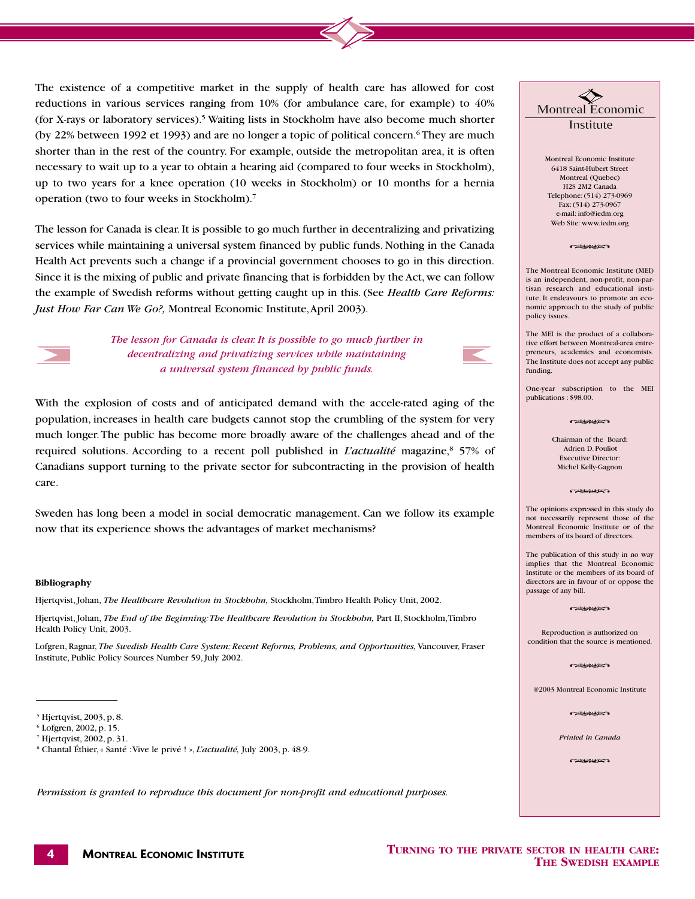The existence of a competitive market in the supply of health care has allowed for cost reductions in various services ranging from 10% (for ambulance care, for example) to 40% (for X-rays or laboratory services).[5] Waiting lists in Stockholm have also become much shorter (by 22% between 1992 et 1993) and are no longer a topic of political concern.[6] They are much shorter than in the rest of the country. For example, outside the metropolitan area, it is often necessary to wait up to a year to obtain a hearing aid (compared to four weeks in Stockholm), up to two years for a knee operation (10 weeks in Stockholm) or 10 months for a hernia operation (two to four weeks in Stockholm).[7]

The lesson for Canada is clear. It is possible to go much further in decentralizing and privatizing services while maintaining a universal system financed by public funds. Nothing in the Canada Health Act prevents such a change if a provincial government chooses to go in this direction. Since it is the mixing of public and private financing that is forbidden by the Act, we can follow the example of Swedish reforms without getting caught up in this. (See *Health Care Reforms: Just How Far Can We Go?,* Montreal Economic Institute, April 2003).

*The lesson for Canada is clear. It is possible to go much further in decentralizing and privatizing services while maintaining a universal system financed by public funds.*

With the explosion of costs and of anticipated demand with the accele-rated aging of the population, increases in health care budgets cannot stop the crumbling of the system for very much longer. The public has become more broadly aware of the challenges ahead and of the required solutions. According to a recent poll published in *L'actualité* magazine,[8] 57% of Canadians support turning to the private sector for subcontracting in the provision of health care.

Sweden has long been a model in social democratic management. Can we follow its example now that its experience shows the advantages of market mechanisms?

**Bibliography**

Hjertqvist, Johan, *The Healthcare Revolution in Stockholm,* Stockholm, Timbro Health Policy Unit, 2002.

Hjertqvist, Johan, *The End of the Beginning: The Healthcare Revolution in Stockholm,* Part II, Stockholm, Timbro Health Policy Unit, 2003.

Lofgren, Ragnar, *The Swedish Health Care System: Recent Reforms, Problems, and Opportunities,* Vancouver, Fraser Institute, Public Policy Sources Number 59, July 2002.

---

[5] Hjertqvist, 2003, p. 8.

[6] Lofgren, 2002, p. 15.

[7] Hjertqvist, 2002, p. 31.

[8] Chantal Éthier, « Santé : Vive le privé ! », *L'actualité,* July 2003, p. 48-9.

*Permission is granted to reproduce this document for non-profit and educational purposes.*

---

Montreal Economic Institute

Montreal Economic Institute
6418 Saint-Hubert Street
Montreal (Quebec)
H2S 2M2 Canada
Telephone: (514) 273-0969
Fax: (514) 273-0967
e-mail: info@iedm.org
Web Site: www.iedm.org

The Montreal Economic Institute (MEI) is an independent, non-profit, non-partisan research and educational institute. It endeavours to promote an economic approach to the study of public policy issues.

The MEI is the product of a collaborative effort between Montreal-area entrepreneurs, academics and economists. The Institute does not accept any public funding.

One-year subscription to the MEI publications : $98.00.

Chairman of the Board:
Adrien D. Pouliot
Executive Director:
Michel Kelly-Gagnon

The opinions expressed in this study do not necessarily represent those of the Montreal Economic Institute or of the members of its board of directors.

The publication of this study in no way implies that the Montreal Economic Institute or the members of its board of directors are in favour of or oppose the passage of any bill.

Reproduction is authorized on condition that the source is mentioned.

@2003 Montreal Economic Institute

*Printed in Canada*